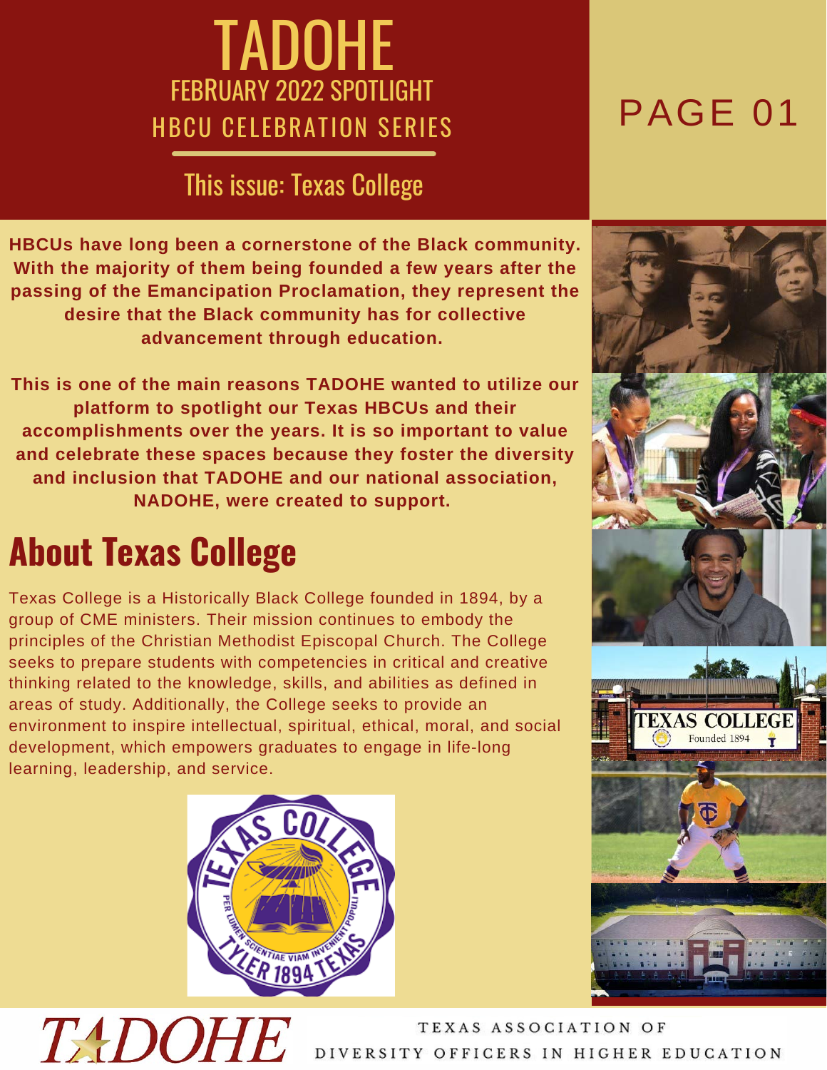# TADOHE

FEBRUARY 2022 SPOTLIGHT

HBCU CELEBRATION SERIES

This issue: Texas College

**HBCUs have long been a cornerstone of the Black community. With the majority of them being founded a few years after the passing of the Emancipation Proclamation, they represent the desire that the Black community has for collective advancement through education.**

**This is one of the main reasons TADOHE wanted to utilize our platform to spotlight our Texas HBCUs and their accomplishments over the years. It is so important to value and celebrate these spaces because they foster the diversity and inclusion that TADOHE and our national association, NADOHE, were created to support.**

## About Texas College

Texas College is a Historically Black College founded in 1894, by a group of CME ministers. Their mission continues to embody the principles of the Christian Methodist Episcopal Church. The College seeks to prepare students with competencies in critical and creative thinking related to the knowledge, skills, and abilities as defined in areas of study. Additionally, the College seeks to provide an environment to inspire intellectual, spiritual, ethical, moral, and social development, which empowers graduates to engage in life-long learning, leadership, and service.

TADOHE

TEXAS ASSOCIATION OF DIVERSITY OFFICERS IN HIGHER EDUCATION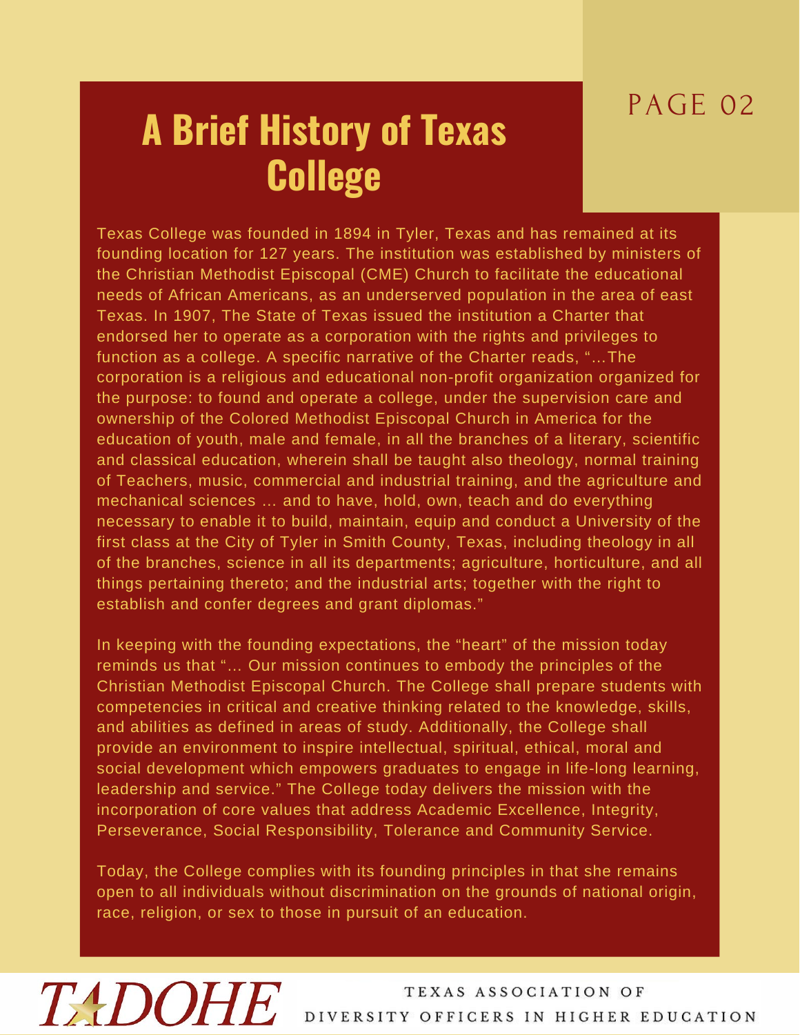# A Brief History of Texas College

Texas College was founded in 1894 in Tyler, Texas and has remained at its founding location for 127 years. The institution was established by ministers of the Christian Methodist Episcopal (CME) Church to facilitate the educational needs of African Americans, as an underserved population in the area of east Texas. In 1907, The State of Texas issued the institution a Charter that endorsed her to operate as a corporation with the rights and privileges to function as a college. A specific narrative of the Charter reads, "...The corporation is a religious and educational non-profit organization organized for the purpose: to found and operate a college, under the supervision care and ownership of the Colored Methodist Episcopal Church in America for the education of youth, male and female, in all the branches of a literary, scientific and classical education, wherein shall be taught also theology, normal training of Teachers, music, commercial and industrial training, and the agriculture and mechanical sciences ... and to have, hold, own, teach and do everything necessary to enable it to build, maintain, equip and conduct a University of the first class at the City of Tyler in Smith County, Texas, including theology in all of the branches, science in all its departments; agriculture, horticulture, and all things pertaining thereto; and the industrial arts; together with the right to establish and confer degrees and grant diplomas."

In keeping with the founding expectations, the "heart" of the mission today reminds us that "... Our mission continues to embody the principles of the Christian Methodist Episcopal Church. The College shall prepare students with competencies in critical and creative thinking related to the knowledge, skills, and abilities as defined in areas of study. Additionally, the College shall provide an environment to inspire intellectual, spiritual, ethical, moral and social development which empowers graduates to engage in life-long learning, leadership and service." The College today delivers the mission with the incorporation of core values that address Academic Excellence, Integrity, Perseverance, Social Responsibility, Tolerance and Community Service.

Today, the College complies with its founding principles in that she remains open to all individuals without discrimination on the grounds of national origin, race, religion, or sex to those in pursuit of an education.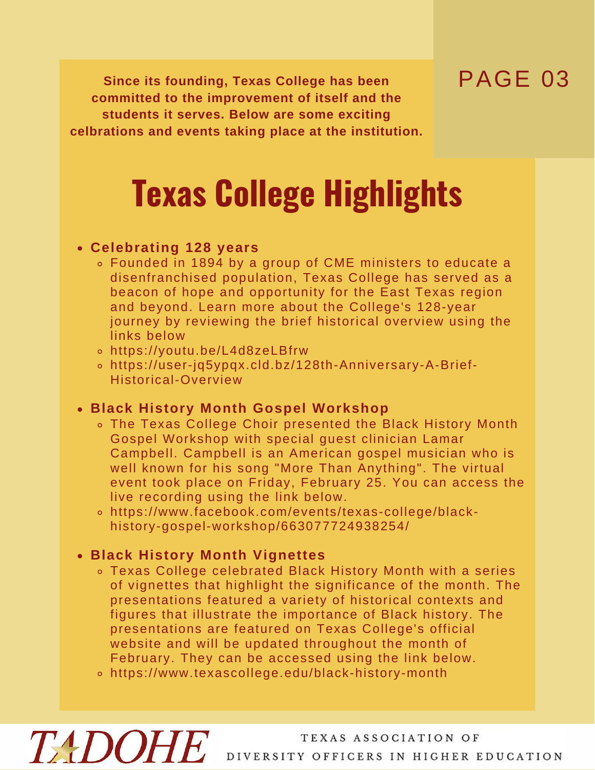Since its founding, Texas College has been committed to the improvement of itself and the students it serves. Below are some exciting celbrations and events taking place at the institution.

# Texas College Highlights

- **Celebrating 128 years**
  - Founded in 1894 by a group of CME ministers to educate a disenfranchised population, Texas College has served as a beacon of hope and opportunity for the East Texas region and beyond. Learn more about the College's 128-year journey by reviewing the brief historical overview using the links below
  - https://youtu.be/L4d8zeLBfrw
  - https://user-jq5ypqx.cld.bz/128th-Anniversary-A-Brief-Historical-Overview
- **Black History Month Gospel Workshop**
  - The Texas College Choir presented the Black History Month Gospel Workshop with special guest clinician Lamar Campbell. Campbell is an American gospel musician who is well known for his song "More Than Anything". The virtual event took place on Friday, February 25. You can access the live recording using the link below.
  - https://www.facebook.com/events/texas-college/black-history-gospel-workshop/663077724938254/
- **Black History Month Vignettes**
  - Texas College celebrated Black History Month with a series of vignettes that highlight the significance of the month. The presentations featured a variety of historical contexts and figures that illustrate the importance of Black history. The presentations are featured on Texas College's official website and will be updated throughout the month of February. They can be accessed using the link below.
  - https://www.texascollege.edu/black-history-month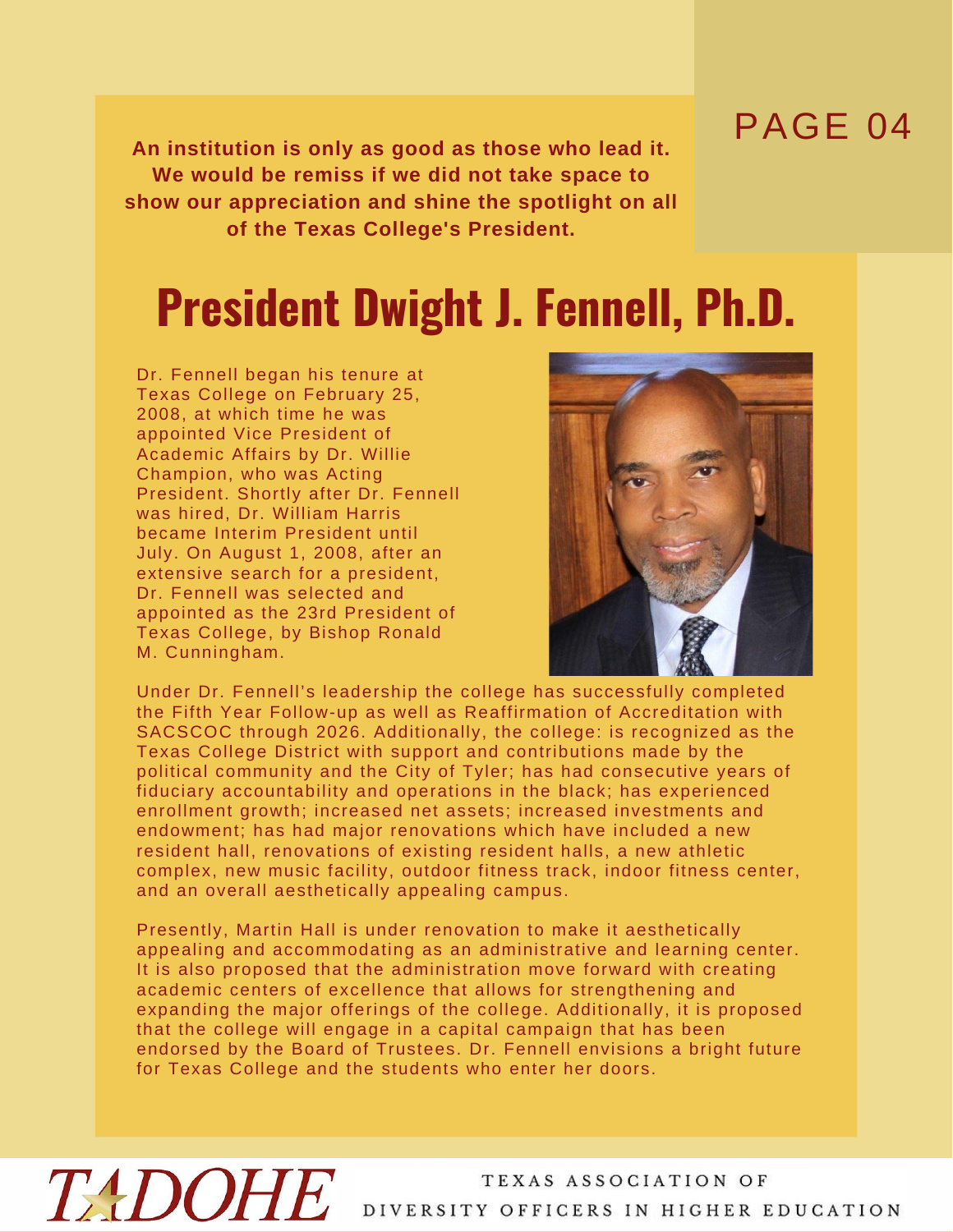**An institution is only as good as those who lead it. We would be remiss if we did not take space to show our appreciation and shine the spotlight on all of the Texas College's President.**

# President Dwight J. Fennell, Ph.D.

Dr. Fennell began his tenure at Texas College on February 25, 2008, at which time he was appointed Vice President of Academic Affairs by Dr. Willie Champion, who was Acting President. Shortly after Dr. Fennell was hired, Dr. William Harris became Interim President until July. On August 1, 2008, after an extensive search for a president, Dr. Fennell was selected and appointed as the 23rd President of Texas College, by Bishop Ronald M. Cunningham.

Under Dr. Fennell's leadership the college has successfully completed the Fifth Year Follow-up as well as Reaffirmation of Accreditation with SACSCOC through 2026. Additionally, the college: is recognized as the Texas College District with support and contributions made by the political community and the City of Tyler; has had consecutive years of fiduciary accountability and operations in the black; has experienced enrollment growth; increased net assets; increased investments and endowment; has had major renovations which have included a new resident hall, renovations of existing resident halls, a new athletic complex, new music facility, outdoor fitness track, indoor fitness center, and an overall aesthetically appealing campus.

Presently, Martin Hall is under renovation to make it aesthetically appealing and accommodating as an administrative and learning center. It is also proposed that the administration move forward with creating academic centers of excellence that allows for strengthening and expanding the major offerings of the college. Additionally, it is proposed that the college will engage in a capital campaign that has been endorsed by the Board of Trustees. Dr. Fennell envisions a bright future for Texas College and the students who enter her doors.